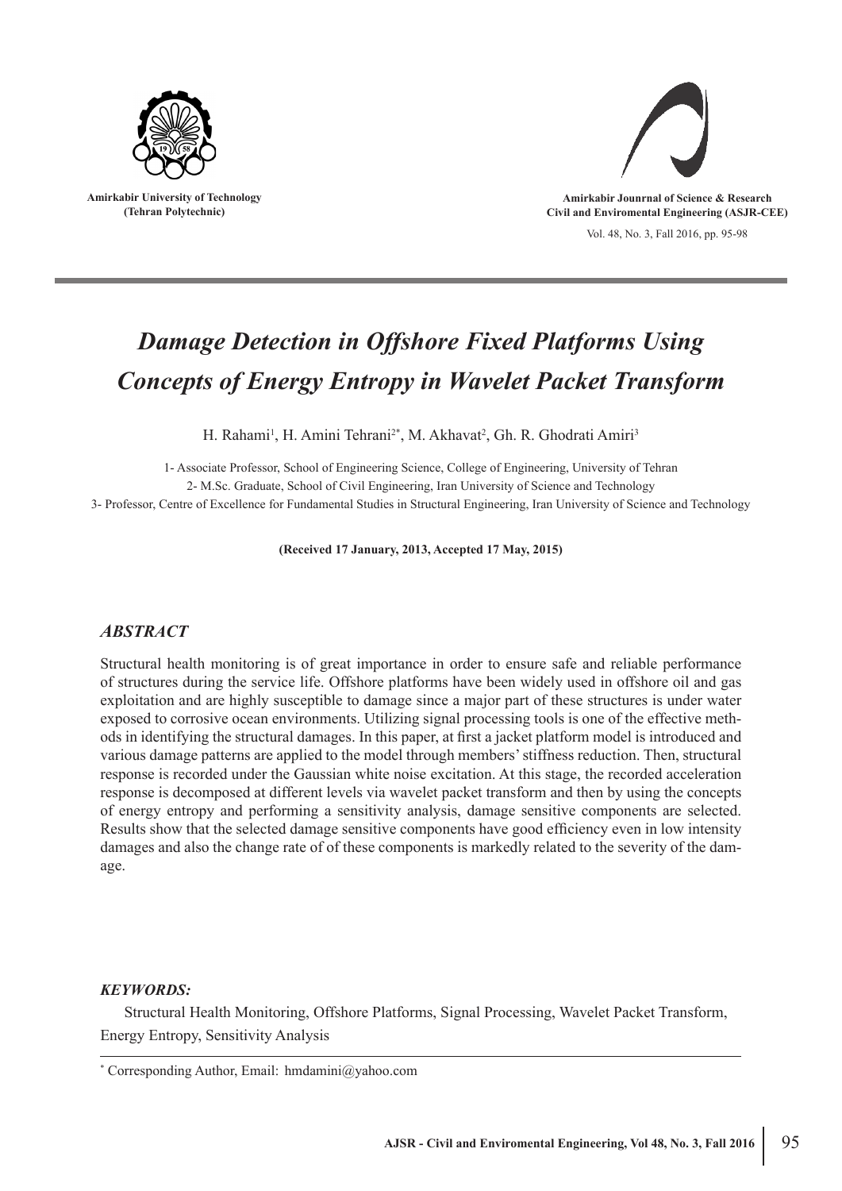Amirkabir University of Technology
(Tehran Polytechnic)

Amirkabir Jounrnal of Science & Research
Civil and Enviromental Engineering (ASJR-CEE)

Vol. 48, No. 3, Fall 2016, pp. 95-98

# *Damage Detection in Offshore Fixed Platforms Using Concepts of Energy Entropy in Wavelet Packet Transform*

H. Rahami[1], H. Amini Tehrani[2*], M. Akhavat[2], Gh. R. Ghodrati Amiri[3]

1- Associate Professor, School of Engineering Science, College of Engineering, University of Tehran
2- M.Sc. Graduate, School of Civil Engineering, Iran University of Science and Technology
3- Professor, Centre of Excellence for Fundamental Studies in Structural Engineering, Iran University of Science and Technology

**(Received 17 January, 2013, Accepted 17 May, 2015)**

## *ABSTRACT*

Structural health monitoring is of great importance in order to ensure safe and reliable performance of structures during the service life. Offshore platforms have been widely used in offshore oil and gas exploitation and are highly susceptible to damage since a major part of these structures is under water exposed to corrosive ocean environments. Utilizing signal processing tools is one of the effective methods in identifying the structural damages. In this paper, at first a jacket platform model is introduced and various damage patterns are applied to the model through members' stiffness reduction. Then, structural response is recorded under the Gaussian white noise excitation. At this stage, the recorded acceleration response is decomposed at different levels via wavelet packet transform and then by using the concepts of energy entropy and performing a sensitivity analysis, damage sensitive components are selected. Results show that the selected damage sensitive components have good efficiency even in low intensity damages and also the change rate of of these components is markedly related to the severity of the damage.

### *KEYWORDS:*

Structural Health Monitoring, Offshore Platforms, Signal Processing, Wavelet Packet Transform, Energy Entropy, Sensitivity Analysis

[*] Corresponding Author, Email: hmdamini@yahoo.com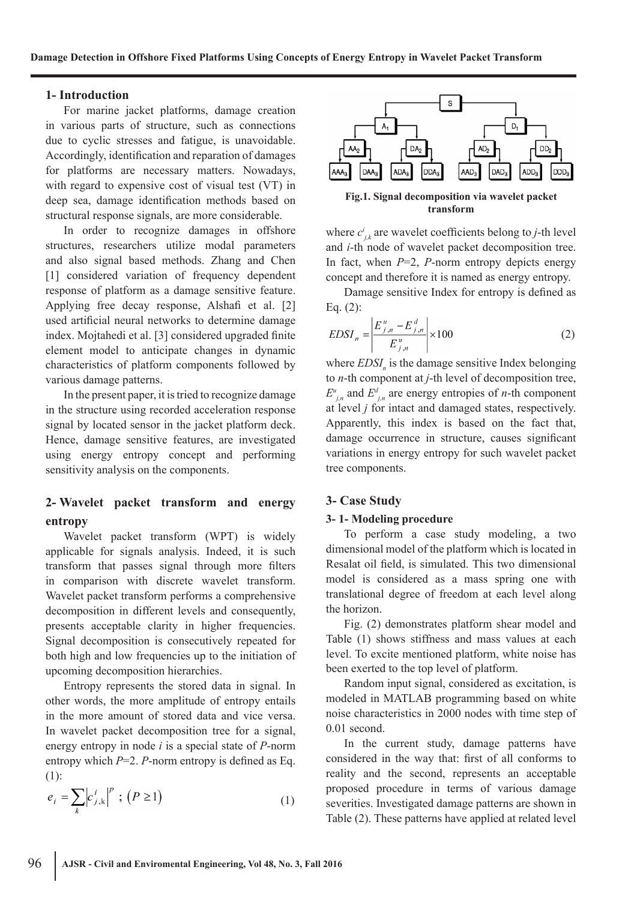## 1- Introduction

For marine jacket platforms, damage creation in various parts of structure, such as connections due to cyclic stresses and fatigue, is unavoidable. Accordingly, identification and reparation of damages for platforms are necessary matters. Nowadays, with regard to expensive cost of visual test (VT) in deep sea, damage identification methods based on structural response signals, are more considerable.

In order to recognize damages in offshore structures, researchers utilize modal parameters and also signal based methods. Zhang and Chen [1] considered variation of frequency dependent response of platform as a damage sensitive feature. Applying free decay response, Alshafi et al. [2] used artificial neural networks to determine damage index. Mojtahedi et al. [3] considered upgraded finite element model to anticipate changes in dynamic characteristics of platform components followed by various damage patterns.

In the present paper, it is tried to recognize damage in the structure using recorded acceleration response signal by located sensor in the jacket platform deck. Hence, damage sensitive features, are investigated using energy entropy concept and performing sensitivity analysis on the components.

## 2- Wavelet packet transform and energy entropy

Wavelet packet transform (WPT) is widely applicable for signals analysis. Indeed, it is such transform that passes signal through more filters in comparison with discrete wavelet transform. Wavelet packet transform performs a comprehensive decomposition in different levels and consequently, presents acceptable clarity in higher frequencies. Signal decomposition is consecutively repeated for both high and low frequencies up to the initiation of upcoming decomposition hierarchies.

Entropy represents the stored data in signal. In other words, the more amplitude of entropy entails in the more amount of stored data and vice versa. In wavelet packet decomposition tree for a signal, energy entropy in node *i* is a special state of *P*-norm entropy which *P*=2. *P*-norm entropy is defined as Eq. (1):

$$e_i = \sum_k \left| c^i_{j,k} \right|^p \; ; \; \left( P \geq 1 \right) \tag{1}$$

**Fig.1. Signal decomposition via wavelet packet transform**

where $c^i_{j,k}$ are wavelet coefficients belong to *j*-th level and *i*-th node of wavelet packet decomposition tree. In fact, when *P*=2, *P*-norm entropy depicts energy concept and therefore it is named as energy entropy.

Damage sensitive Index for entropy is defined as Eq. (2):

$$EDSI_n = \left| \frac{E^u_{j,n} - E^d_{j,n}}{E^u_{j,n}} \right| \times 100 \tag{2}$$

where $EDSI_n$ is the damage sensitive Index belonging to *n*-th component at *j*-th level of decomposition tree, $E^u_{j,n}$ and $E^d_{j,n}$ are energy entropies of *n*-th component at level *j* for intact and damaged states, respectively. Apparently, this index is based on the fact that, damage occurrence in structure, causes significant variations in energy entropy for such wavelet packet tree components.

## 3- Case Study

### 3- 1- Modeling procedure

To perform a case study modeling, a two dimensional model of the platform which is located in Resalat oil field, is simulated. This two dimensional model is considered as a mass spring one with translational degree of freedom at each level along the horizon.

Fig. (2) demonstrates platform shear model and Table (1) shows stiffness and mass values at each level. To excite mentioned platform, white noise has been exerted to the top level of platform.

Random input signal, considered as excitation, is modeled in MATLAB programming based on white noise characteristics in 2000 nodes with time step of 0.01 second.

In the current study, damage patterns have considered in the way that: first of all conforms to reality and the second, represents an acceptable proposed procedure in terms of various damage severities. Investigated damage patterns are shown in Table (2). These patterns have applied at related level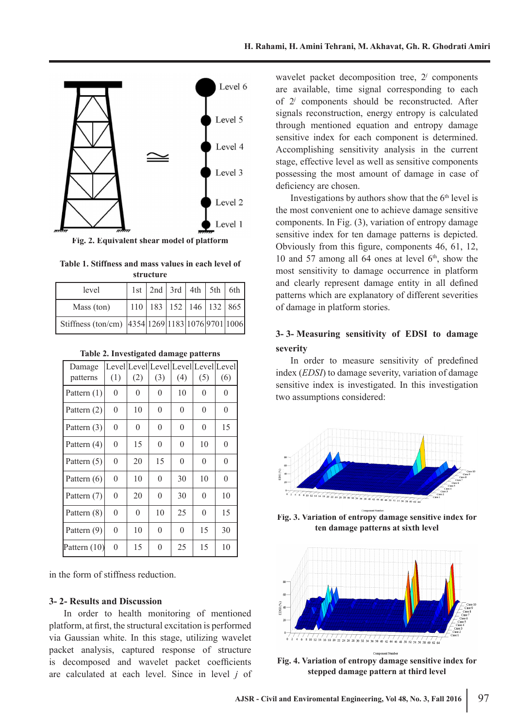Fig. 2. Equivalent shear model of platform

Table 1. Stiffness and mass values in each level of structure

| level | 1st | 2nd | 3rd | 4th | 5th | 6th |
|---|---|---|---|---|---|---|
| Mass (ton) | 110 | 183 | 152 | 146 | 132 | 865 |
| Stiffness (ton/cm) | 4354 | 1269 | 1183 | 1076 | 9701 | 1006 |

Table 2. Investigated damage patterns

| Damage patterns | Level (1) | Level (2) | Level (3) | Level (4) | Level (5) | Level (6) |
|---|---|---|---|---|---|---|
| Pattern (1) | 0 | 0 | 0 | 10 | 0 | 0 |
| Pattern (2) | 0 | 10 | 0 | 0 | 0 | 0 |
| Pattern (3) | 0 | 0 | 0 | 0 | 0 | 15 |
| Pattern (4) | 0 | 15 | 0 | 0 | 10 | 0 |
| Pattern (5) | 0 | 20 | 15 | 0 | 0 | 0 |
| Pattern (6) | 0 | 10 | 0 | 30 | 10 | 0 |
| Pattern (7) | 0 | 20 | 0 | 30 | 0 | 10 |
| Pattern (8) | 0 | 0 | 10 | 25 | 0 | 15 |
| Pattern (9) | 0 | 10 | 0 | 0 | 15 | 30 |
| Pattern (10) | 0 | 15 | 0 | 25 | 15 | 10 |

in the form of stiffness reduction.

### 3- 2- Results and Discussion

In order to health monitoring of mentioned platform, at first, the structural excitation is performed via Gaussian white. In this stage, utilizing wavelet packet analysis, captured response of structure is decomposed and wavelet packet coefficients are calculated at each level. Since in level $j$ of wavelet packet decomposition tree, $2^j$ components are available, time signal corresponding to each of $2^j$ components should be reconstructed. After signals reconstruction, energy entropy is calculated through mentioned equation and entropy damage sensitive index for each component is determined. Accomplishing sensitivity analysis in the current stage, effective level as well as sensitive components possessing the most amount of damage in case of deficiency are chosen.

Investigations by authors show that the $6^{th}$ level is the most convenient one to achieve damage sensitive components. In Fig. (3), variation of entropy damage sensitive index for ten damage patterns is depicted. Obviously from this figure, components 46, 61, 12, 10 and 57 among all 64 ones at level $6^{th}$, show the most sensitivity to damage occurrence in platform and clearly represent damage entity in all defined patterns which are explanatory of different severities of damage in platform stories.

### 3- 3- Measuring sensitivity of EDSI to damage severity

In order to measure sensitivity of predefined index (*EDSI*) to damage severity, variation of damage sensitive index is investigated. In this investigation two assumptions considered:

Fig. 3. Variation of entropy damage sensitive index for ten damage patterns at sixth level

Fig. 4. Variation of entropy damage sensitive index for stepped damage pattern at third level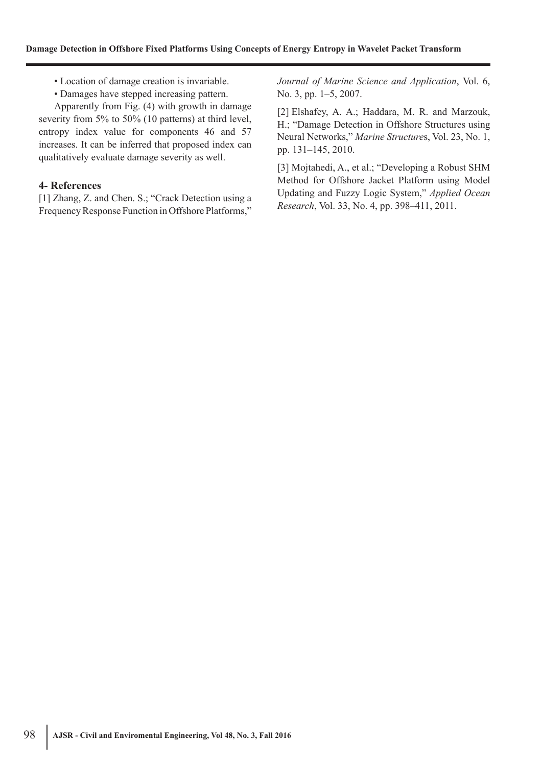- Location of damage creation is invariable.
- Damages have stepped increasing pattern.

Apparently from Fig. (4) with growth in damage severity from 5% to 50% (10 patterns) at third level, entropy index value for components 46 and 57 increases. It can be inferred that proposed index can qualitatively evaluate damage severity as well.

## 4- References

[1] Zhang, Z. and Chen. S.; "Crack Detection using a Frequency Response Function in Offshore Platforms," *Journal of Marine Science and Application*, Vol. 6, No. 3, pp. 1–5, 2007.

[2] Elshafey, A. A.; Haddara, M. R. and Marzouk, H.; "Damage Detection in Offshore Structures using Neural Networks," *Marine Structures*, Vol. 23, No. 1, pp. 131–145, 2010.

[3] Mojtahedi, A., et al.; "Developing a Robust SHM Method for Offshore Jacket Platform using Model Updating and Fuzzy Logic System," *Applied Ocean Research*, Vol. 33, No. 4, pp. 398–411, 2011.